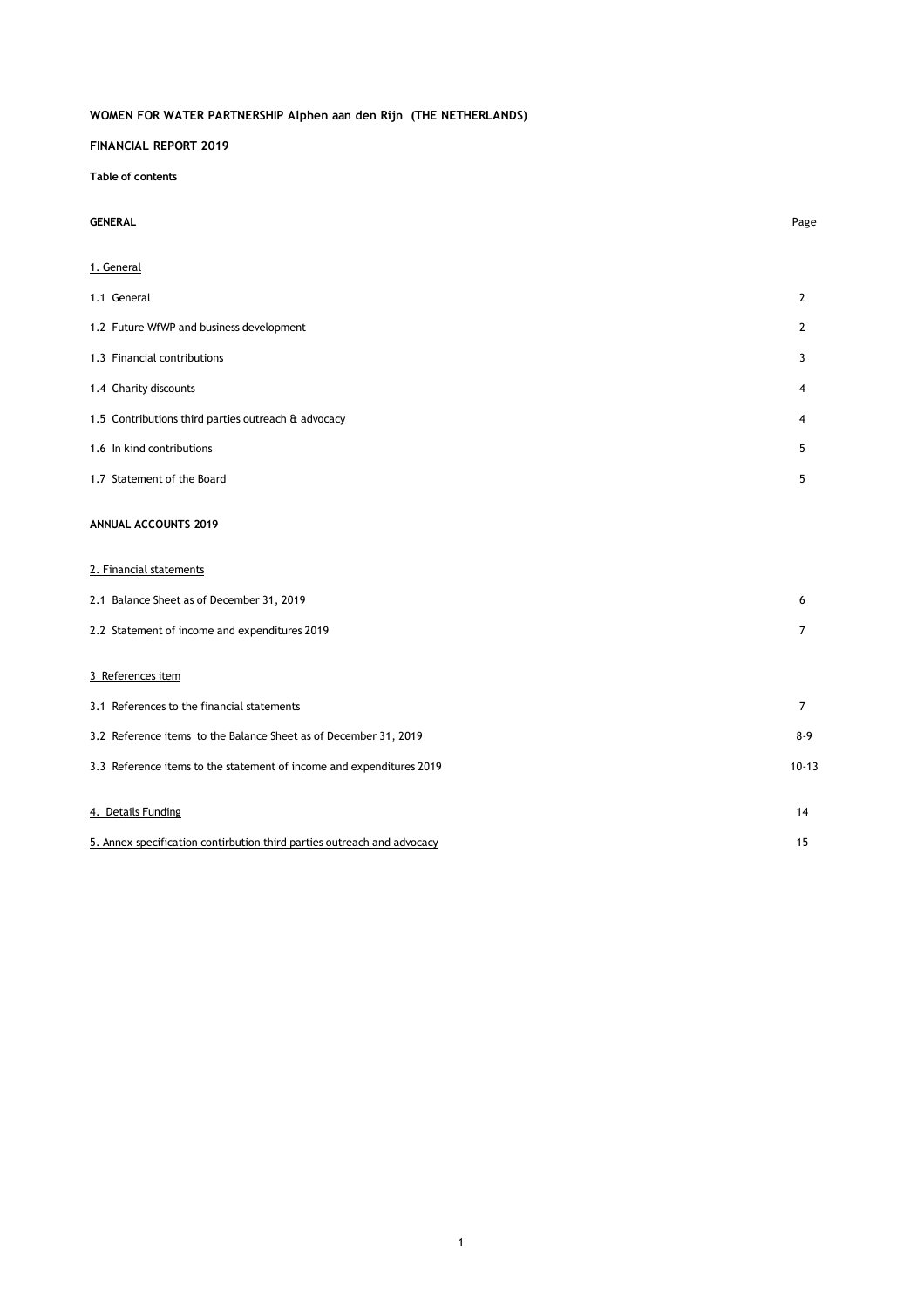**WOMEN FOR WATER PARTNERSHIP Alphen aan den Rijn (THE NETHERLANDS)**

**FINANCIAL REPORT 2019**

**Table of contents**

| **GENERAL** | Page |
|---|---|
| <u>1. General</u> | |
| 1.1 General | 2 |
| 1.2 Future WfWP and business development | 2 |
| 1.3 Financial contributions | 3 |
| 1.4 Charity discounts | 4 |
| 1.5 Contributions third parties outreach & advocacy | 4 |
| 1.6 In kind contributions | 5 |
| 1.7 Statement of the Board | 5 |
| **ANNUAL ACCOUNTS 2019** | |
| <u>2. Financial statements</u> | |
| 2.1 Balance Sheet as of December 31, 2019 | 6 |
| 2.2 Statement of income and expenditures 2019 | 7 |
| <u>3 References item</u> | |
| 3.1 References to the financial statements | 7 |
| 3.2 Reference items to the Balance Sheet as of December 31, 2019 | 8-9 |
| 3.3 Reference items to the statement of income and expenditures 2019 | 10-13 |
| <u>4. Details Funding</u> | 14 |
| <u>5. Annex specification contirbution third parties outreach and advocacy</u> | 15 |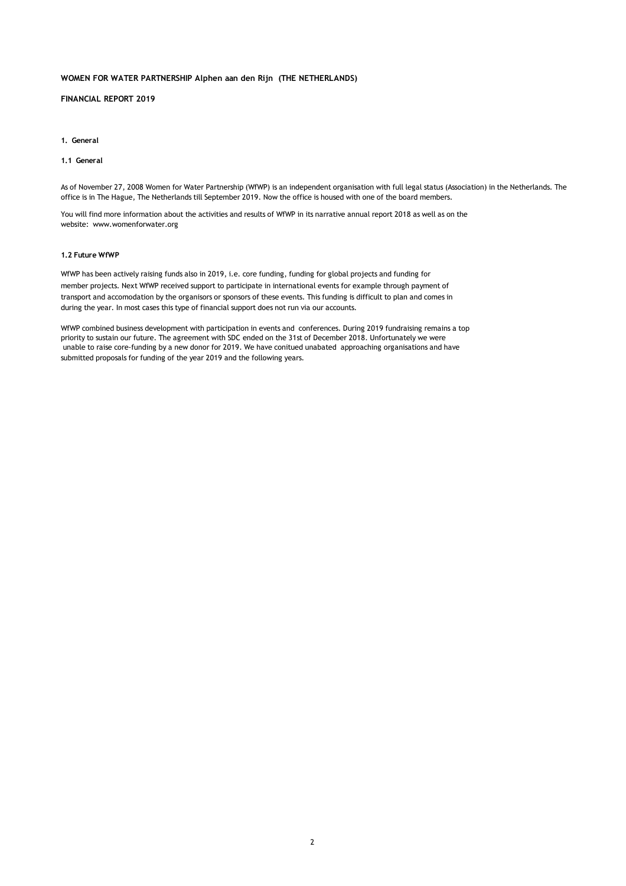**WOMEN FOR WATER PARTNERSHIP Alphen aan den Rijn (THE NETHERLANDS)**

**FINANCIAL REPORT 2019**

## 1. General

### 1.1 General

As of November 27, 2008 Women for Water Partnership (WfWP) is an independent organisation with full legal status (Association) in the Netherlands. The office is in The Hague, The Netherlands till September 2019. Now the office is housed with one of the board members.

You will find more information about the activities and results of WfWP in its narrative annual report 2018 as well as on the website: www.womenforwater.org

### 1.2 Future WfWP

WfWP has been actively raising funds also in 2019, i.e. core funding, funding for global projects and funding for member projects. Next WfWP received support to participate in international events for example through payment of transport and accomodation by the organisors or sponsors of these events. This funding is difficult to plan and comes in during the year. In most cases this type of financial support does not run via our accounts.

WfWP combined business development with participation in events and conferences. During 2019 fundraising remains a top priority to sustain our future. The agreement with SDC ended on the 31st of December 2018. Unfortunately we were unable to raise core-funding by a new donor for 2019. We have conitued unabated approaching organisations and have submitted proposals for funding of the year 2019 and the following years.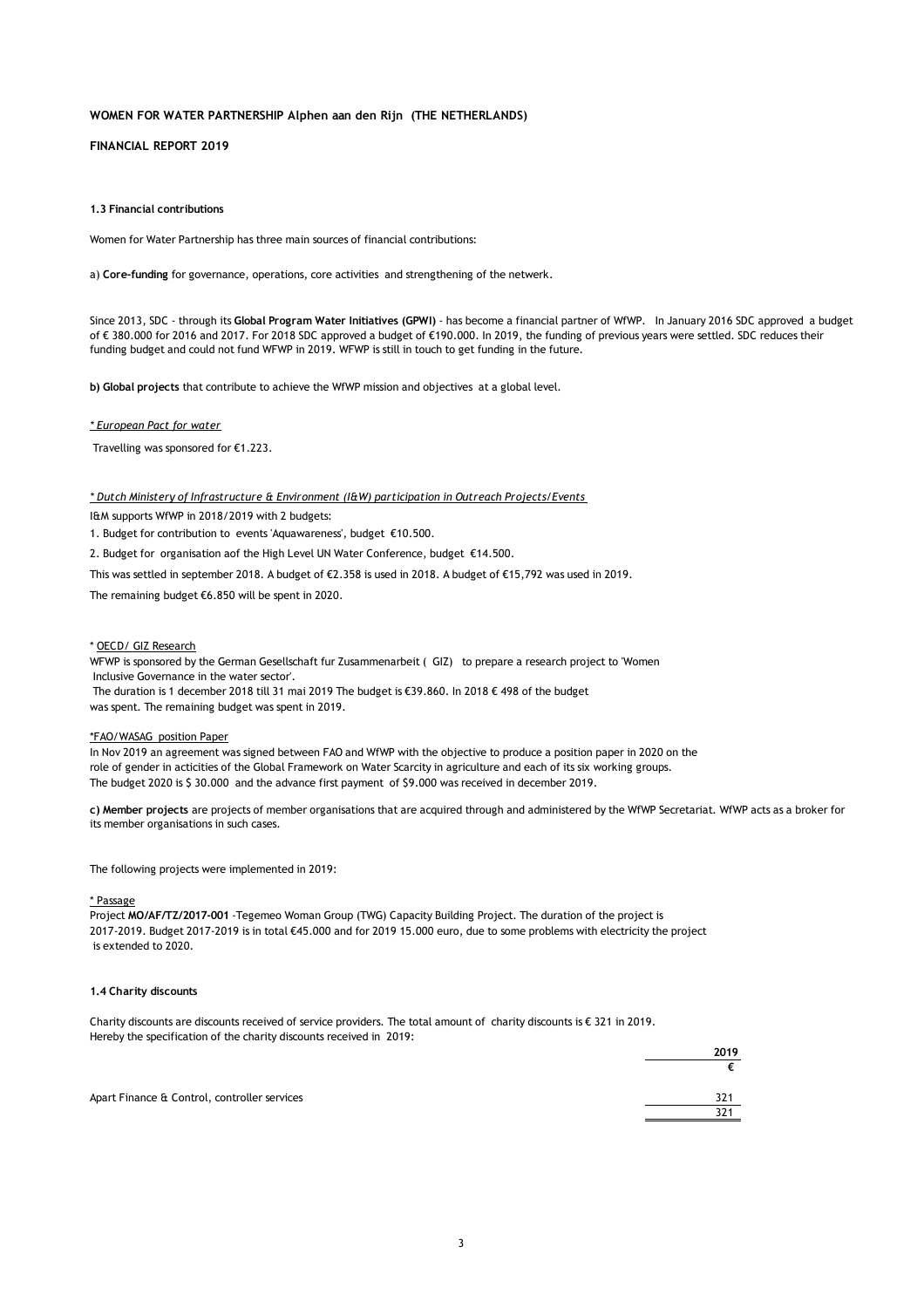**WOMEN FOR WATER PARTNERSHIP Alphen aan den Rijn (THE NETHERLANDS)**

**FINANCIAL REPORT 2019**

#### 1.3 Financial contributions

Women for Water Partnership has three main sources of financial contributions:

a) **Core-funding** for governance, operations, core activities and strengthening of the netwerk.

Since 2013, SDC - through its **Global Program Water Initiatives (GPWI)** - has become a financial partner of WfWP. In January 2016 SDC approved a budget of € 380.000 for 2016 and 2017. For 2018 SDC approved a budget of €190.000. In 2019, the funding of previous years were settled. SDC reduces their funding budget and could not fund WFWP in 2019. WFWP is still in touch to get funding in the future.

**b) Global projects** that contribute to achieve the WfWP mission and objectives at a global level.

*\* European Pact for water*

Travelling was sponsored for €1.223.

*\* Dutch Ministery of Infrastructure & Environment (I&W) participation in Outreach Projects/Events*

I&M supports WfWP in 2018/2019 with 2 budgets:

1. Budget for contribution to events 'Aquawareness', budget €10.500.
2. Budget for organisation aof the High Level UN Water Conference, budget €14.500.

This was settled in september 2018. A budget of €2.358 is used in 2018. A budget of €15,792 was used in 2019.

The remaining budget €6.850 will be spent in 2020.

\* OECD/ GIZ Research

WFWP is sponsored by the German Gesellschaft fur Zusammenarbeit ( GIZ) to prepare a research project to 'Women Inclusive Governance in the water sector'.
The duration is 1 december 2018 till 31 mai 2019 The budget is €39.860. In 2018 € 498 of the budget was spent. The remaining budget was spent in 2019.

\*FAO/WASAG position Paper

In Nov 2019 an agreement was signed between FAO and WfWP with the objective to produce a position paper in 2020 on the role of gender in acticities of the Global Framework on Water Scarcity in agriculture and each of its six working groups. The budget 2020 is $ 30.000 and the advance first payment of $9.000 was received in december 2019.

**c) Member projects** are projects of member organisations that are acquired through and administered by the WfWP Secretariat. WfWP acts as a broker for its member organisations in such cases.

The following projects were implemented in 2019:

\* Passage

Project **MO/AF/TZ/2017-001** -Tegemeo Woman Group (TWG) Capacity Building Project. The duration of the project is 2017-2019. Budget 2017-2019 is in total €45.000 and for 2019 15.000 euro, due to some problems with electricity the project is extended to 2020.

#### 1.4 Charity discounts

Charity discounts are discounts received of service providers. The total amount of charity discounts is € 321 in 2019.
Hereby the specification of the charity discounts received in 2019:

| | 2019 |
|---|---|
| | € |
| Apart Finance & Control, controller services | 321 |
| | 321 |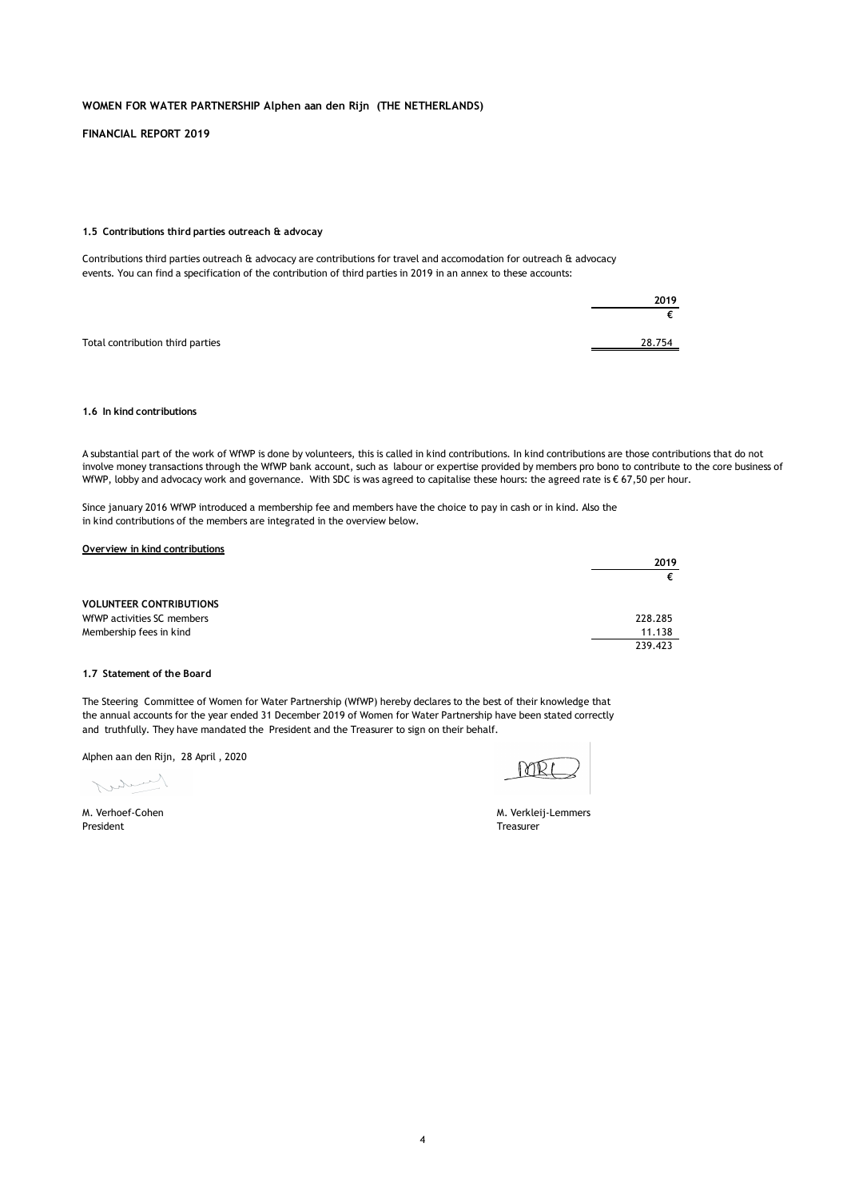**WOMEN FOR WATER PARTNERSHIP Alphen aan den Rijn (THE NETHERLANDS)**

**FINANCIAL REPORT 2019**

#### 1.5 Contributions third parties outreach & advocay

Contributions third parties outreach & advocacy are contributions for travel and accomodation for outreach & advocacy events. You can find a specification of the contribution of third parties in 2019 in an annex to these accounts:

| | 2019 |
|---|---|
| | € |
| Total contribution third parties | 28.754 |

#### 1.6 In kind contributions

A substantial part of the work of WfWP is done by volunteers, this is called in kind contributions. In kind contributions are those contributions that do not involve money transactions through the WfWP bank account, such as labour or expertise provided by members pro bono to contribute to the core business of WfWP, lobby and advocacy work and governance. With SDC is was agreed to capitalise these hours: the agreed rate is € 67,50 per hour.

Since january 2016 WfWP introduced a membership fee and members have the choice to pay in cash or in kind. Also the in kind contributions of the members are integrated in the overview below.

**Overview in kind contributions**

| | 2019 |
|---|---|
| | € |
| **VOLUNTEER CONTRIBUTIONS** | |
| WfWP activities SC members | 228.285 |
| Membership fees in kind | 11.138 |
| | 239.423 |

#### 1.7 Statement of the Board

The Steering Committee of Women for Water Partnership (WfWP) hereby declares to the best of their knowledge that the annual accounts for the year ended 31 December 2019 of Women for Water Partnership have been stated correctly and truthfully. They have mandated the President and the Treasurer to sign on their behalf.

Alphen aan den Rijn, 28 April , 2020

M. Verhoef-Cohen
President

M. Verkleij-Lemmers
Treasurer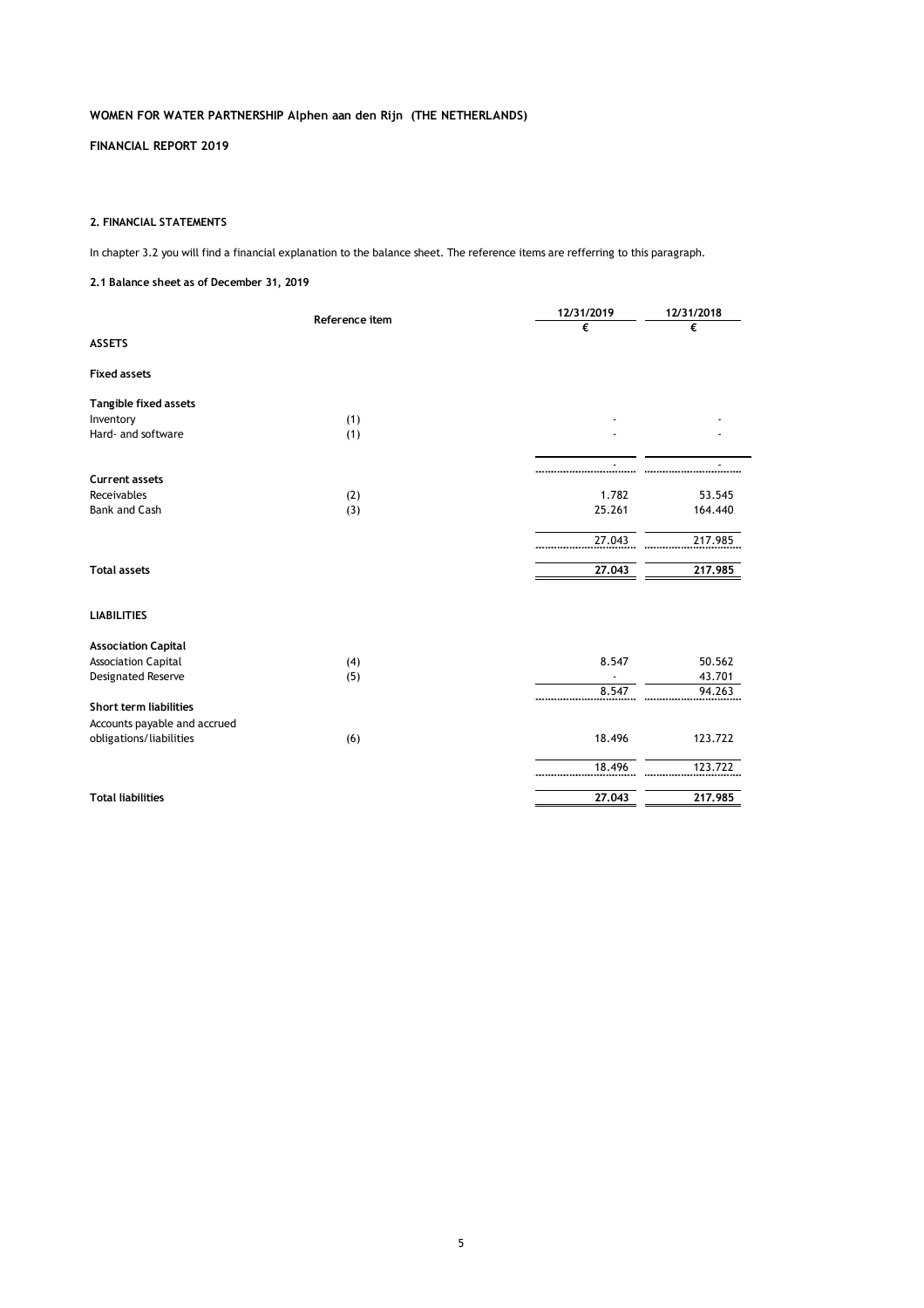**WOMEN FOR WATER PARTNERSHIP Alphen aan den Rijn (THE NETHERLANDS)**

**FINANCIAL REPORT 2019**

## 2. FINANCIAL STATEMENTS

In chapter 3.2 you will find a financial explanation to the balance sheet. The reference items are refferring to this paragraph.

### 2.1 Balance sheet as of December 31, 2019

| | Reference item | 12/31/2019 | 12/31/2018 |
|---|---|---|---|
| | | € | € |
| **ASSETS** | | | |
| **Fixed assets** | | | |
| **Tangible fixed assets** | | | |
| Inventory | (1) | - | - |
| Hard- and software | (1) | - | - |
| | | - | - |
| **Current assets** | | | |
| Receivables | (2) | 1.782 | 53.545 |
| Bank and Cash | (3) | 25.261 | 164.440 |
| | | 27.043 | 217.985 |
| **Total assets** | | **27.043** | **217.985** |
| **LIABILITIES** | | | |
| **Association Capital** | | | |
| Association Capital | (4) | 8.547 | 50.562 |
| Designated Reserve | (5) | - | 43.701 |
| | | 8.547 | 94.263 |
| **Short term liabilities** | | | |
| Accounts payable and accrued obligations/liabilities | (6) | 18.496 | 123.722 |
| | | 18.496 | 123.722 |
| **Total liabilities** | | **27.043** | **217.985** |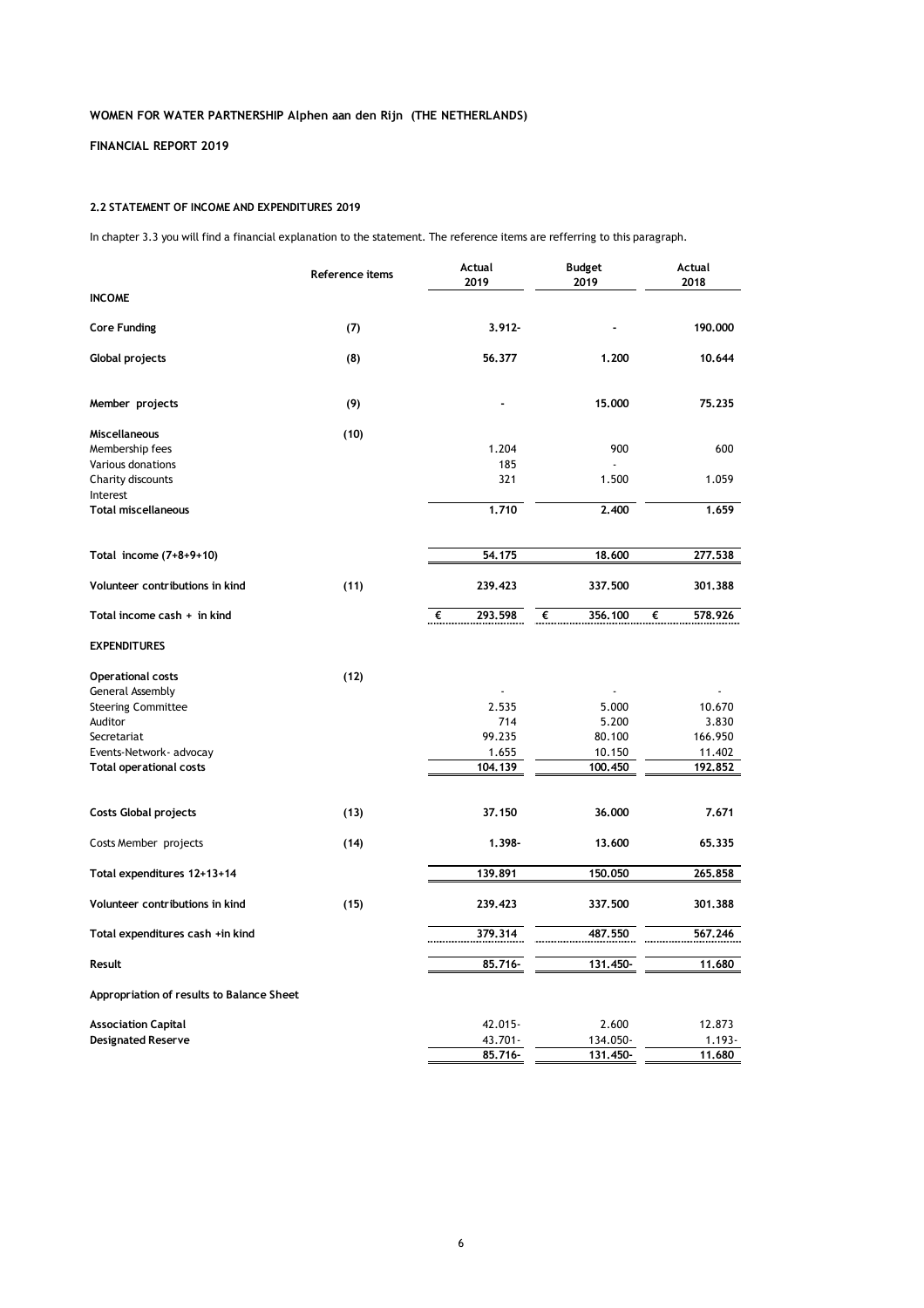**WOMEN FOR WATER PARTNERSHIP Alphen aan den Rijn (THE NETHERLANDS)**

**FINANCIAL REPORT 2019**

### 2.2 STATEMENT OF INCOME AND EXPENDITURES 2019

In chapter 3.3 you will find a financial explanation to the statement. The reference items are refferring to this paragraph.

| | Reference items | Actual 2019 | Budget 2019 | Actual 2018 |
|---|---|---|---|---|
| **INCOME** | | | | |
| **Core Funding** | **(7)** | **3.912-** | **-** | **190.000** |
| **Global projects** | **(8)** | **56.377** | **1.200** | **10.644** |
| **Member projects** | **(9)** | **-** | **15.000** | **75.235** |
| **Miscellaneous** | **(10)** | | | |
| Membership fees | | 1.204 | 900 | 600 |
| Various donations | | 185 | - | |
| Charity discounts | | 321 | 1.500 | 1.059 |
| Interest | | | | |
| **Total miscellaneous** | | **1.710** | **2.400** | **1.659** |
| **Total income (7+8+9+10)** | | **54.175** | **18.600** | **277.538** |
| **Volunteer contributions in kind** | **(11)** | **239.423** | **337.500** | **301.388** |
| **Total income cash + in kind** | | **€ 293.598** | **€ 356.100** | **€ 578.926** |
| **EXPENDITURES** | | | | |
| **Operational costs** | **(12)** | | | |
| General Assembly | | - | - | - |
| Steering Committee | | 2.535 | 5.000 | 10.670 |
| Auditor | | 714 | 5.200 | 3.830 |
| Secretariat | | 99.235 | 80.100 | 166.950 |
| Events-Network- advocay | | 1.655 | 10.150 | 11.402 |
| **Total operational costs** | | **104.139** | **100.450** | **192.852** |
| **Costs Global projects** | **(13)** | **37.150** | **36.000** | **7.671** |
| Costs Member projects | **(14)** | **1.398-** | **13.600** | **65.335** |
| **Total expenditures 12+13+14** | | **139.891** | **150.050** | **265.858** |
| **Volunteer contributions in kind** | **(15)** | **239.423** | **337.500** | **301.388** |
| **Total expenditures cash +in kind** | | **379.314** | **487.550** | **567.246** |
| **Result** | | **85.716-** | **131.450-** | **11.680** |
| **Appropriation of results to Balance Sheet** | | | | |
| **Association Capital** | | 42.015- | 2.600 | 12.873 |
| **Designated Reserve** | | 43.701- | 134.050- | 1.193- |
| | | 85.716- | 131.450- | 11.680 |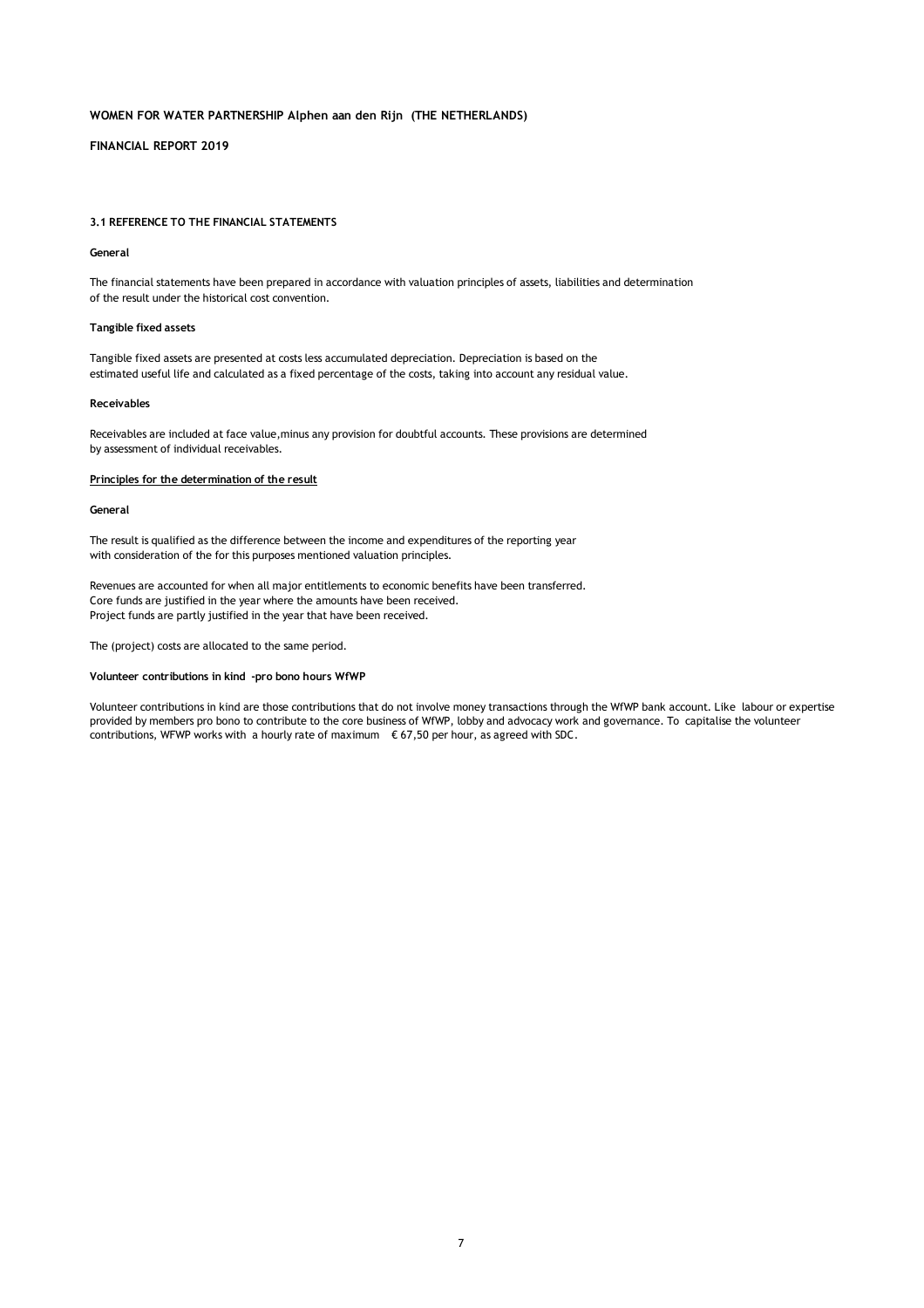**WOMEN FOR WATER PARTNERSHIP Alphen aan den Rijn (THE NETHERLANDS)**

**FINANCIAL REPORT 2019**

### 3.1 REFERENCE TO THE FINANCIAL STATEMENTS

**General**

The financial statements have been prepared in accordance with valuation principles of assets, liabilities and determination of the result under the historical cost convention.

**Tangible fixed assets**

Tangible fixed assets are presented at costs less accumulated depreciation. Depreciation is based on the estimated useful life and calculated as a fixed percentage of the costs, taking into account any residual value.

**Receivables**

Receivables are included at face value,minus any provision for doubtful accounts. These provisions are determined by assessment of individual receivables.

**Principles for the determination of the result**

**General**

The result is qualified as the difference between the income and expenditures of the reporting year with consideration of the for this purposes mentioned valuation principles.

Revenues are accounted for when all major entitlements to economic benefits have been transferred.
Core funds are justified in the year where the amounts have been received.
Project funds are partly justified in the year that have been received.

The (project) costs are allocated to the same period.

**Volunteer contributions in kind -pro bono hours WfWP**

Volunteer contributions in kind are those contributions that do not involve money transactions through the WfWP bank account. Like labour or expertise provided by members pro bono to contribute to the core business of WfWP, lobby and advocacy work and governance. To capitalise the volunteer contributions, WFWP works with a hourly rate of maximum € 67,50 per hour, as agreed with SDC.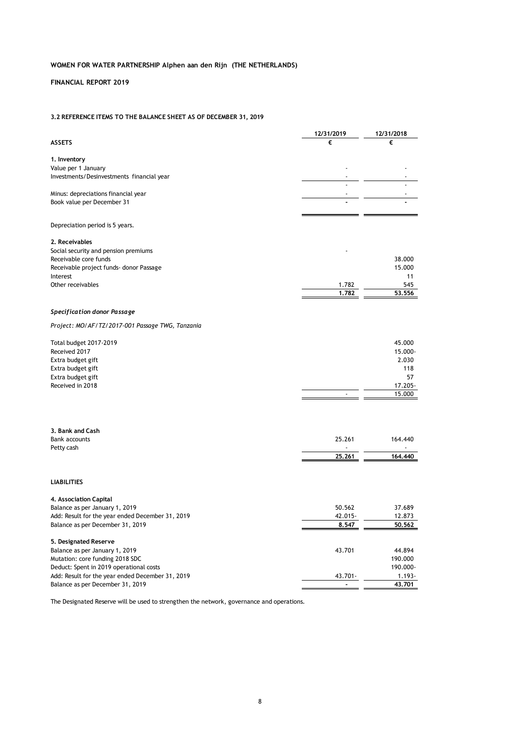**WOMEN FOR WATER PARTNERSHIP Alphen aan den Rijn (THE NETHERLANDS)**

**FINANCIAL REPORT 2019**

**3.2 REFERENCE ITEMS TO THE BALANCE SHEET AS OF DECEMBER 31, 2019**

| | 12/31/2019 | 12/31/2018 |
|---|---|---|
| **ASSETS** | **€** | **€** |
| **1. Inventory** | | |
| Value per 1 January | - | - |
| Investments/Desinvestments financial year | - | - |
| | - | - |
| Minus: depreciations financial year | - | - |
| Book value per December 31 | **-** | **-** |

Depreciation period is 5 years.

| | 12/31/2019 | 12/31/2018 |
|---|---|---|
| **2. Receivables** | | |
| Social security and pension premiums | - | |
| Receivable core funds | | 38.000 |
| Receivable project funds- donor Passage | | 15.000 |
| Interest | | 11 |
| Other receivables | 1.782 | 545 |
| | **1.782** | **53.556** |

***Specification donor Passage***

*Project: MO/AF/TZ/2017-001 Passage TWG, Tanzania*

| | 12/31/2019 | 12/31/2018 |
|---|---|---|
| Total budget 2017-2019 | | 45.000 |
| Received 2017 | | 15.000- |
| Extra budget gift | | 2.030 |
| Extra budget gift | | 118 |
| Extra budget gift | | 57 |
| Received in 2018 | | 17.205- |
| | - | 15.000 |

| | 12/31/2019 | 12/31/2018 |
|---|---|---|
| **3. Bank and Cash** | | |
| Bank accounts | 25.261 | 164.440 |
| Petty cash | - | - |
| | **25.261** | **164.440** |

**LIABILITIES**

| | 12/31/2019 | 12/31/2018 |
|---|---|---|
| **4. Association Capital** | | |
| Balance as per January 1, 2019 | 50.562 | 37.689 |
| Add: Result for the year ended December 31, 2019 | 42.015- | 12.873 |
| Balance as per December 31, 2019 | **8.547** | **50.562** |
| **5. Designated Reserve** | | |
| Balance as per January 1, 2019 | 43.701 | 44.894 |
| Mutation: core funding 2018 SDC | | 190.000 |
| Deduct: Spent in 2019 operational costs | | 190.000- |
| Add: Result for the year ended December 31, 2019 | 43.701- | 1.193- |
| Balance as per December 31, 2019 | **-** | **43.701** |

The Designated Reserve will be used to strengthen the network, governance and operations.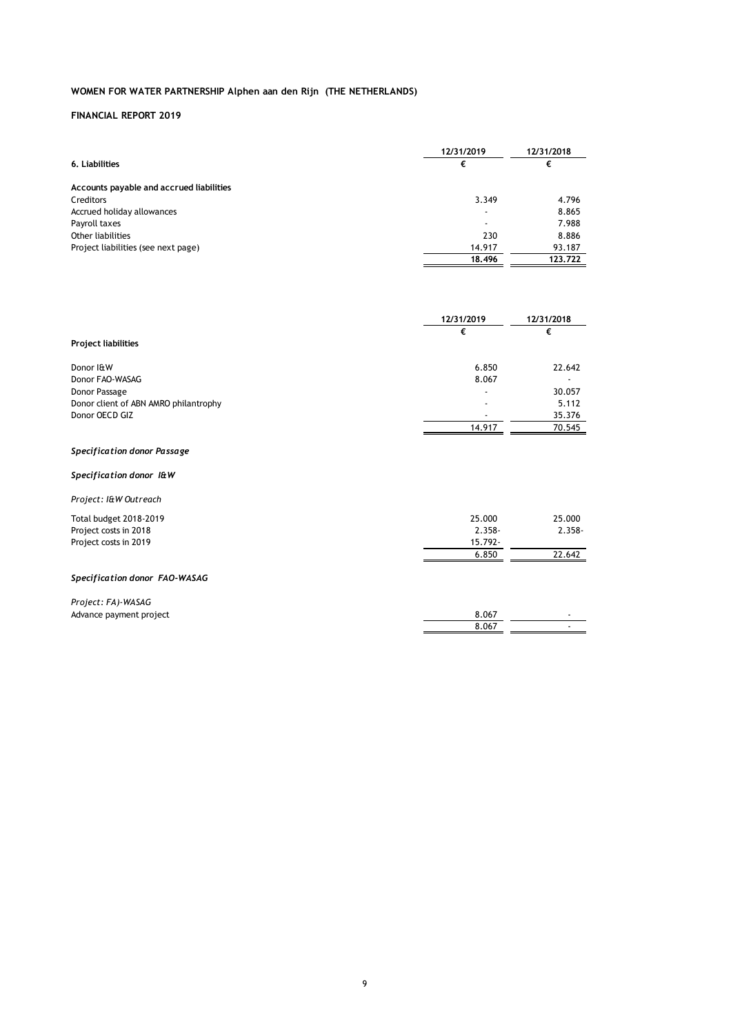**WOMEN FOR WATER PARTNERSHIP Alphen aan den Rijn (THE NETHERLANDS)**

**FINANCIAL REPORT 2019**

| **6. Liabilities** | **12/31/2019** | **12/31/2018** |
|---|---|---|
| | **€** | **€** |
| **Accounts payable and accrued liabilities** | | |
| Creditors | 3.349 | 4.796 |
| Accrued holiday allowances | - | 8.865 |
| Payroll taxes | - | 7.988 |
| Other liabilities | 230 | 8.886 |
| Project liabilities (see next page) | 14.917 | 93.187 |
| | **18.496** | **123.722** |

| | **12/31/2019** | **12/31/2018** |
|---|---|---|
| **Project liabilities** | **€** | **€** |
| Donor I&W | 6.850 | 22.642 |
| Donor FAO-WASAG | 8.067 | - |
| Donor Passage | - | 30.057 |
| Donor client of ABN AMRO philantrophy | - | 5.112 |
| Donor OECD GIZ | - | 35.376 |
| | 14.917 | 70.545 |

***Specification donor Passage***

***Specification donor I&W***

*Project: I&W Outreach*

| | | |
|---|---|---|
| Total budget 2018-2019 | 25.000 | 25.000 |
| Project costs in 2018 | 2.358- | 2.358- |
| Project costs in 2019 | 15.792- | |
| | 6.850 | 22.642 |

***Specification donor FAO-WASAG***

*Project: FA)-WASAG*

| | | |
|---|---|---|
| Advance payment project | 8.067 | - |
| | 8.067 | - |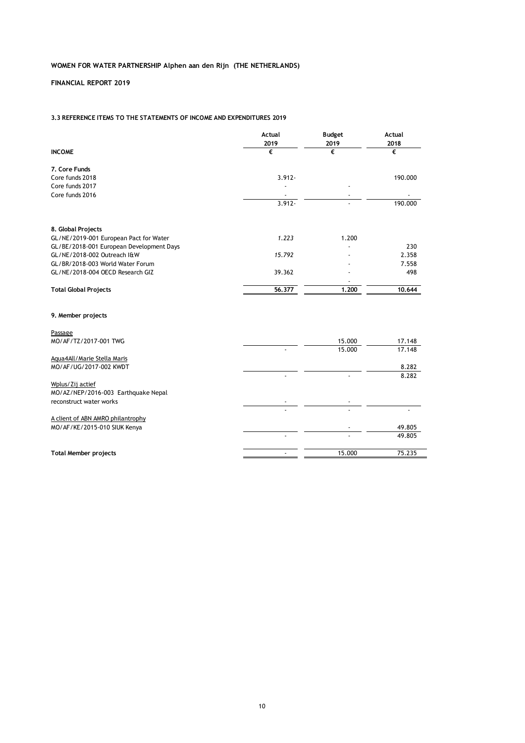**WOMEN FOR WATER PARTNERSHIP Alphen aan den Rijn (THE NETHERLANDS)**

**FINANCIAL REPORT 2019**

**3.3 REFERENCE ITEMS TO THE STATEMENTS OF INCOME AND EXPENDITURES 2019**

| **INCOME** | **Actual 2019** | **Budget 2019** | **Actual 2018** |
|---|---|---|---|
| | **€** | **€** | **€** |
| **7. Core Funds** | | | |
| Core funds 2018 | 3.912- | | 190.000 |
| Core funds 2017 | - | - | |
| Core funds 2016 | - | - | - |
| | 3.912- | - | 190.000 |
| | | | |
| **8. Global Projects** | | | |
| GL/NE/2019-001 European Pact for Water | *1.223* | 1.200 | |
| GL/BE/2018-001 European Development Days | | - | 230 |
| GL/NE/2018-002 Outreach I&W | *15.792* | - | 2.358 |
| GL/BR/2018-003 World Water Forum | | - | 7.558 |
| GL/NE/2018-004 OECD Research GIZ | 39.362 | - | 498 |
| | | - | |
| **Total Global Projects** | **56.377** | **1.200** | **10.644** |
| | | | |
| **9. Member projects** | | | |
| | | | |
| Passage | | | |
| MO/AF/TZ/2017-001 TWG | | 15.000 | 17.148 |
| | - | 15.000 | 17.148 |
| Aqua4All/Marie Stella Maris | | | |
| MO/AF/UG/2017-002 KWDT | | | 8.282 |
| | - | - | 8.282 |
| Wplus/Zij actief | | | |
| MO/AZ/NEP/2016-003 Earthquake Nepal reconstruct water works | - | - | |
| | - | - | - |
| A client of ABN AMRO philantrophy | | | |
| MO/AF/KE/2015-010 SIUK Kenya | | - | 49.805 |
| | - | - | 49.805 |
| | | | |
| **Total Member projects** | - | 15.000 | 75.235 |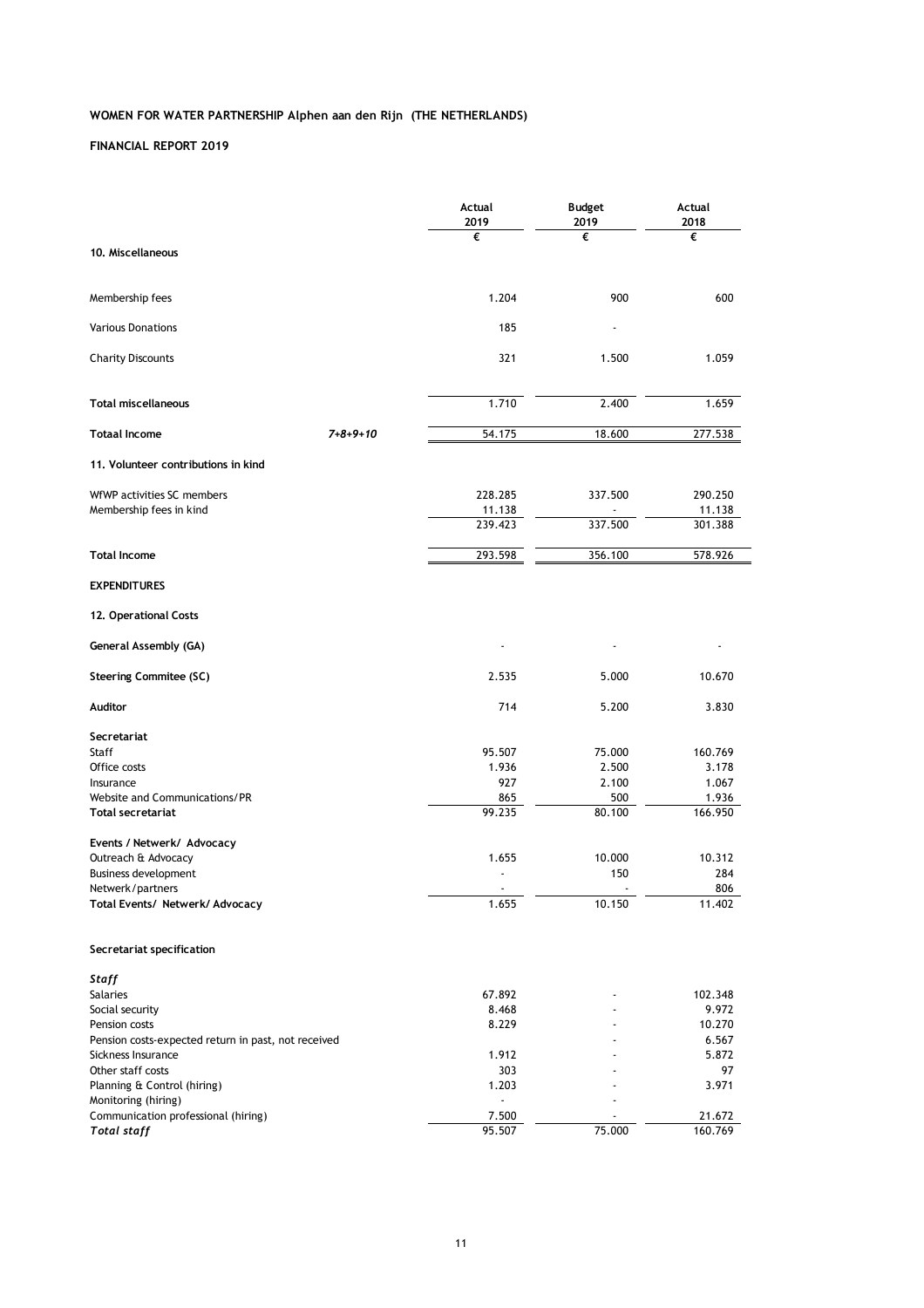**WOMEN FOR WATER PARTNERSHIP Alphen aan den Rijn (THE NETHERLANDS)**

**FINANCIAL REPORT 2019**

| | | Actual 2019 | Budget 2019 | Actual 2018 |
|---|---|---|---|---|
| | | € | € | € |
| **10. Miscellaneous** | | | | |
| Membership fees | | 1.204 | 900 | 600 |
| Various Donations | | 185 | - | |
| Charity Discounts | | 321 | 1.500 | 1.059 |
| **Total miscellaneous** | | 1.710 | 2.400 | 1.659 |
| **Totaal Income** | *7+8+9+10* | 54.175 | 18.600 | 277.538 |
| **11. Volunteer contributions in kind** | | | | |
| WfWP activities SC members | | 228.285 | 337.500 | 290.250 |
| Membership fees in kind | | 11.138 | - | 11.138 |
| | | 239.423 | 337.500 | 301.388 |
| **Total Income** | | 293.598 | 356.100 | 578.926 |
| **EXPENDITURES** | | | | |
| **12. Operational Costs** | | | | |
| **General Assembly (GA)** | | - | - | - |
| **Steering Commitee (SC)** | | 2.535 | 5.000 | 10.670 |
| **Auditor** | | 714 | 5.200 | 3.830 |
| **Secretariat** | | | | |
| Staff | | 95.507 | 75.000 | 160.769 |
| Office costs | | 1.936 | 2.500 | 3.178 |
| Insurance | | 927 | 2.100 | 1.067 |
| Website and Communications/PR | | 865 | 500 | 1.936 |
| **Total secretariat** | | 99.235 | 80.100 | 166.950 |
| **Events / Netwerk/ Advocacy** | | | | |
| Outreach & Advocacy | | 1.655 | 10.000 | 10.312 |
| Business development | | - | 150 | 284 |
| Netwerk/partners | | - | - | 806 |
| **Total Events/ Netwerk/ Advocacy** | | 1.655 | 10.150 | 11.402 |
| **Secretariat specification** | | | | |
| ***Staff*** | | | | |
| Salaries | | 67.892 | - | 102.348 |
| Social security | | 8.468 | - | 9.972 |
| Pension costs | | 8.229 | - | 10.270 |
| Pension costs-expected return in past, not received | | | - | 6.567 |
| Sickness Insurance | | 1.912 | - | 5.872 |
| Other staff costs | | 303 | - | 97 |
| Planning & Control (hiring) | | 1.203 | - | 3.971 |
| Monitoring (hiring) | | - | - | |
| Communication professional (hiring) | | 7.500 | - | 21.672 |
| ***Total staff*** | | 95.507 | 75.000 | 160.769 |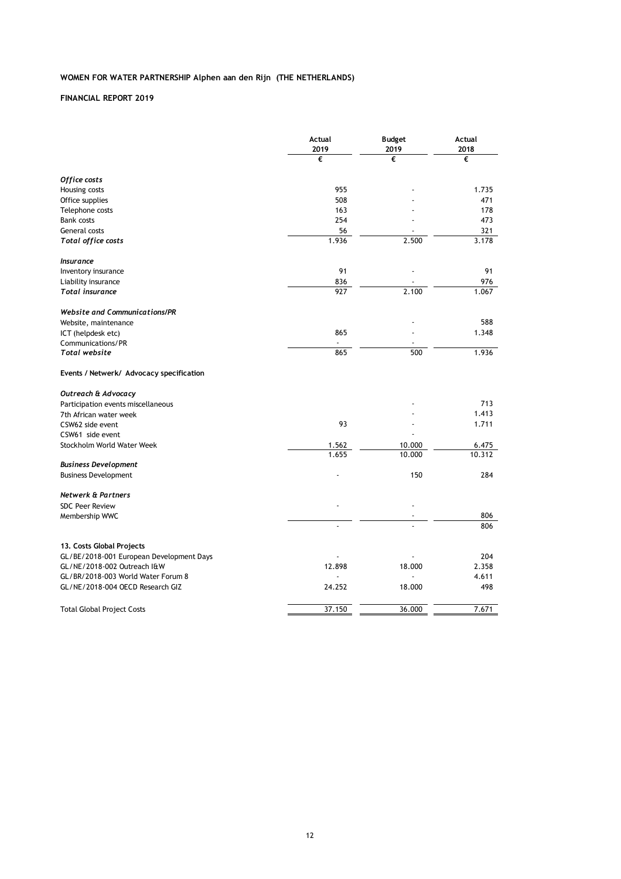**WOMEN FOR WATER PARTNERSHIP Alphen aan den Rijn (THE NETHERLANDS)**

**FINANCIAL REPORT 2019**

| | Actual 2019 | Budget 2019 | Actual 2018 |
|---|---|---|---|
| | € | € | € |
| ***Office costs*** | | | |
| Housing costs | 955 | - | 1.735 |
| Office supplies | 508 | - | 471 |
| Telephone costs | 163 | - | 178 |
| Bank costs | 254 | - | 473 |
| General costs | 56 | - | 321 |
| ***Total office costs*** | 1.936 | 2.500 | 3.178 |
| ***Insurance*** | | | |
| Inventory insurance | 91 | - | 91 |
| Liability insurance | 836 | - | 976 |
| ***Total insurance*** | 927 | 2.100 | 1.067 |
| ***Website and Communications/PR*** | | | |
| Website, maintenance | | - | 588 |
| ICT (helpdesk etc) | 865 | - | 1.348 |
| Communications/PR | - | - | |
| ***Total website*** | 865 | 500 | 1.936 |
| **Events / Netwerk/ Advocacy specification** | | | |
| ***Outreach & Advocacy*** | | | |
| Participation events miscellaneous | | - | 713 |
| 7th African water week | | - | 1.413 |
| CSW62 side event | 93 | - | 1.711 |
| CSW61 side event | | - | |
| Stockholm World Water Week | 1.562 | 10.000 | 6.475 |
| | 1.655 | 10.000 | 10.312 |
| ***Business Development*** | | | |
| Business Development | - | 150 | 284 |
| ***Netwerk & Partners*** | | | |
| SDC Peer Review | - | - | |
| Membership WWC | | - | 806 |
| | - | - | 806 |
| **13. Costs Global Projects** | | | |
| GL/BE/2018-001 European Development Days | - | - | 204 |
| GL/NE/2018-002 Outreach I&W | 12.898 | 18.000 | 2.358 |
| GL/BR/2018-003 World Water Forum 8 | - | - | 4.611 |
| GL/NE/2018-004 OECD Research GIZ | 24.252 | 18.000 | 498 |
| Total Global Project Costs | 37.150 | 36.000 | 7.671 |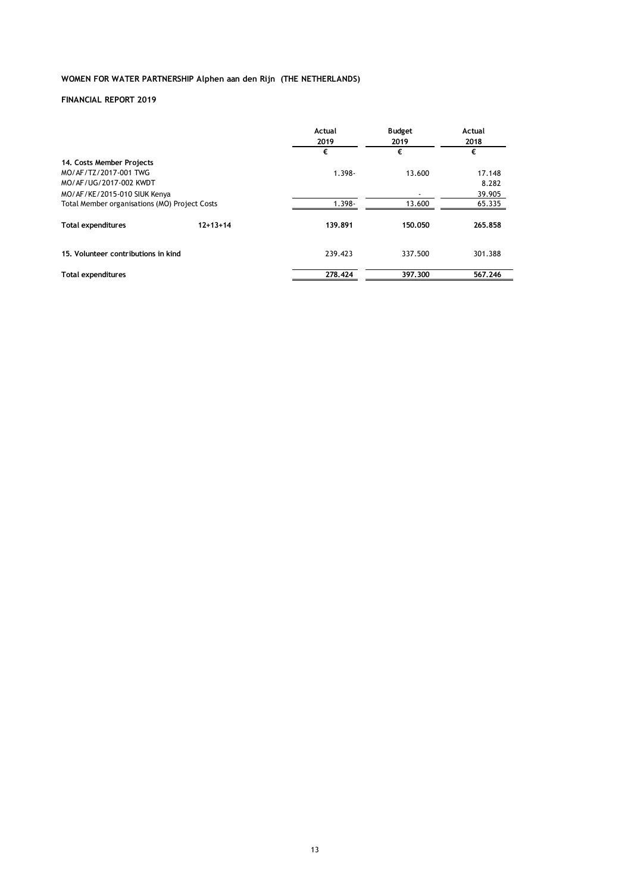**WOMEN FOR WATER PARTNERSHIP Alphen aan den Rijn (THE NETHERLANDS)**

**FINANCIAL REPORT 2019**

| | | Actual 2019 | Budget 2019 | Actual 2018 |
|---|---|---|---|---|
| | | € | € | € |
| **14. Costs Member Projects** | | | | |
| MO/AF/TZ/2017-001 TWG | | 1.398- | 13.600 | 17.148 |
| MO/AF/UG/2017-002 KWDT | | | | 8.282 |
| MO/AF/KE/2015-010 SIUK Kenya | | | - | 39.905 |
| Total Member organisations (MO) Project Costs | | 1.398- | 13.600 | 65.335 |
| **Total expenditures** | **12+13+14** | **139.891** | **150.050** | **265.858** |
| **15. Volunteer contributions in kind** | | 239.423 | 337.500 | 301.388 |
| **Total expenditures** | | **278.424** | **397.300** | **567.246** |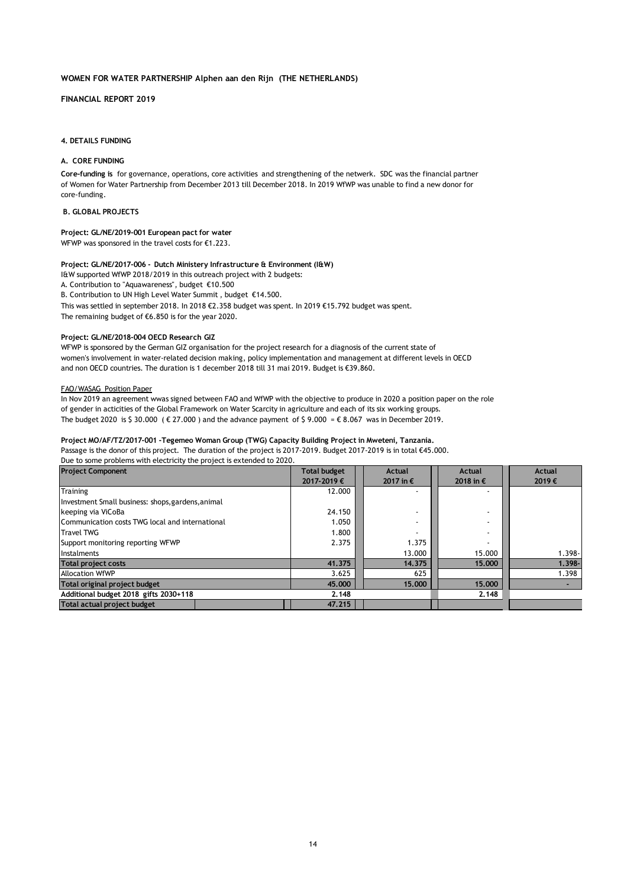**WOMEN FOR WATER PARTNERSHIP Alphen aan den Rijn (THE NETHERLANDS)**

**FINANCIAL REPORT 2019**

#### 4. DETAILS FUNDING

#### A. CORE FUNDING

**Core-funding is** for governance, operations, core activities and strengthening of the netwerk. SDC was the financial partner of Women for Water Partnership from December 2013 till December 2018. In 2019 WfWP was unable to find a new donor for core-funding.

#### B. GLOBAL PROJECTS

**Project: GL/NE/2019-001 European pact for water**
WFWP was sponsored in the travel costs for €1.223.

**Project: GL/NE/2017-006 - Dutch Ministery Infrastructure & Environment (I&W)**
I&W supported WfWP 2018/2019 in this outreach project with 2 budgets:
A. Contribution to "Aquawareness", budget €10.500
B. Contribution to UN High Level Water Summit , budget €14.500.
This was settled in september 2018. In 2018 €2.358 budget was spent. In 2019 €15.792 budget was spent.
The remaining budget of €6.850 is for the year 2020.

**Project: GL/NE/2018-004 OECD Research GIZ**
WFWP is sponsored by the German GIZ organisation for the project research for a diagnosis of the current state of women's involvement in water-related decision making, policy implementation and management at different levels in OECD and non OECD countries. The duration is 1 december 2018 till 31 mai 2019. Budget is €39.860.

FAO/WASAG Position Paper
In Nov 2019 an agreement wwas signed between FAO and WfWP with the objective to produce in 2020 a position paper on the role of gender in acticities of the Global Framework on Water Scarcity in agriculture and each of its six working groups.
The budget 2020 is $ 30.000 ( € 27.000 ) and the advance payment of $ 9.000 = € 8.067 was in December 2019.

**Project MO/AF/TZ/2017-001 -Tegemeo Woman Group (TWG) Capacity Building Project in Mweteni, Tanzania.**
Passage is the donor of this project. The duration of the project is 2017-2019. Budget 2017-2019 is in total €45.000.
Due to some problems with electricity the project is extended to 2020.

| Project Component | Total budget 2017-2019 € | Actual 2017 in € | Actual 2018 in € | Actual 2019 € |
|---|---|---|---|---|
| Training | 12.000 | - | - | |
| Investment Small business: shops,gardens,animal keeping via ViCoBa | 24.150 | - | - | |
| Communication costs TWG local and international | 1.050 | - | - | |
| Travel TWG | 1.800 | - | - | |
| Support monitoring reporting WFWP | 2.375 | 1.375 | - | |
| Instalments | | 13.000 | 15.000 | 1.398- |
| **Total project costs** | **41.375** | **14.375** | **15.000** | **1.398-** |
| Allocation WfWP | 3.625 | 625 | | 1.398 |
| **Total original project budget** | **45.000** | **15.000** | **15.000** | **-** |
| **Additional budget 2018 gifts 2030+118** | **2.148** | | **2.148** | |
| **Total actual project budget** | **47.215** | | | |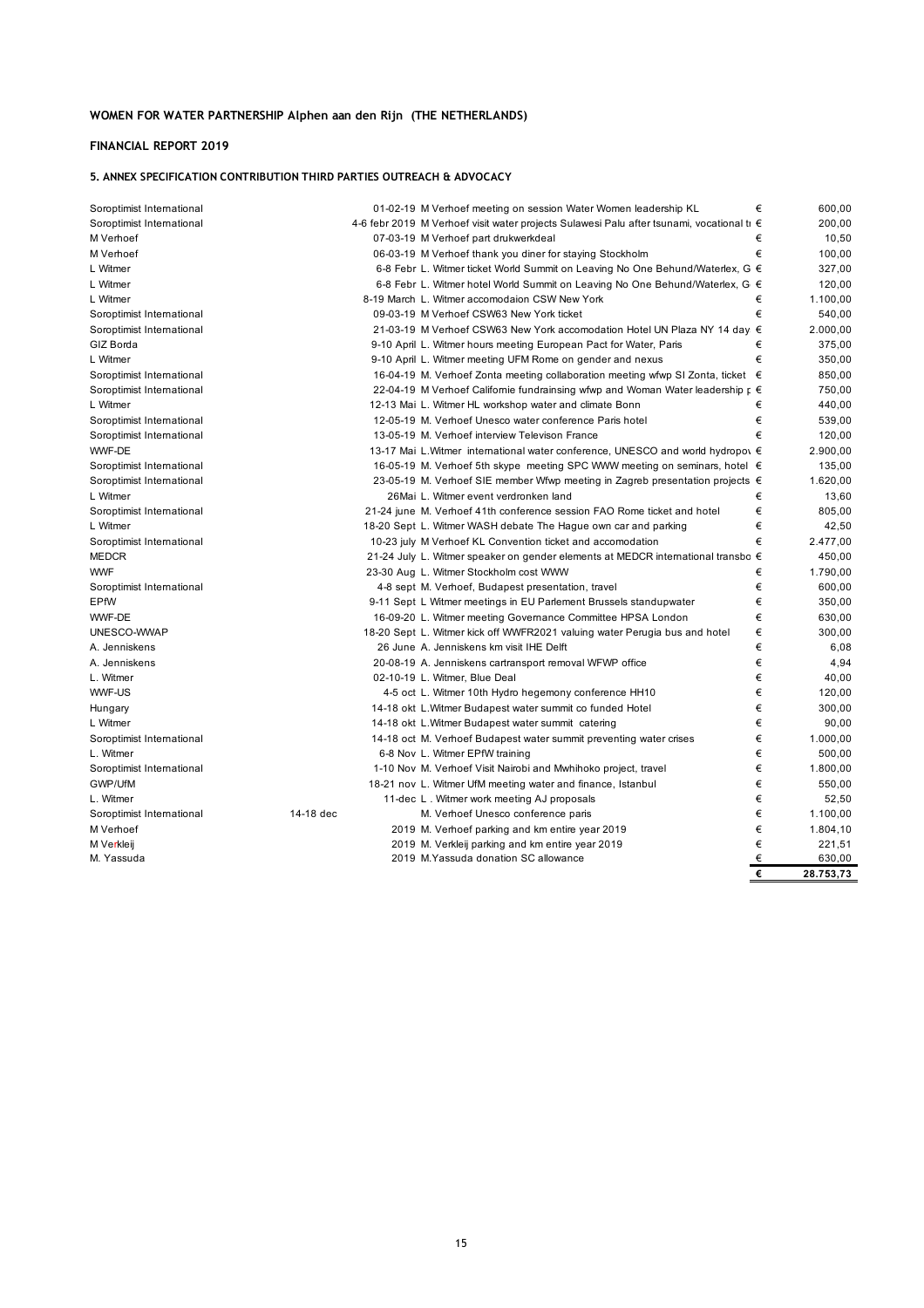**WOMEN FOR WATER PARTNERSHIP Alphen aan den Rijn (THE NETHERLANDS)**

**FINANCIAL REPORT 2019**

**5. ANNEX SPECIFICATION CONTRIBUTION THIRD PARTIES OUTREACH & ADVOCACY**

| | | | | |
|---|---|---|---|---|
| Soroptimist International | | 01-02-19 M Verhoef meeting on session Water Women leadership KL | € | 600,00 |
| Soroptimist International | | 4-6 febr 2019 M Verhoef visit water projects Sulawesi Palu after tsunami, vocational tı | € | 200,00 |
| M Verhoef | | 07-03-19 M Verhoef part drukwerkdeal | € | 10,50 |
| M Verhoef | | 06-03-19 M Verhoef thank you diner for staying Stockholm | € | 100,00 |
| L Witmer | | 6-8 Febr L. Witmer ticket World Summit on Leaving No One Behund/Waterlex, G | € | 327,00 |
| L Witmer | | 6-8 Febr L. Witmer hotel World Summit on Leaving No One Behund/Waterlex, G | € | 120,00 |
| L Witmer | | 8-19 March L. Witmer accomodaion CSW New York | € | 1.100,00 |
| Soroptimist International | | 09-03-19 M Verhoef CSW63 New York ticket | € | 540,00 |
| Soroptimist International | | 21-03-19 M Verhoef CSW63 New York accomodation Hotel UN Plaza NY 14 day | € | 2.000,00 |
| GIZ Borda | | 9-10 April L. Witmer hours meeting European Pact for Water, Paris | € | 375,00 |
| L Witmer | | 9-10 April L. Witmer meeting UFM Rome on gender and nexus | € | 350,00 |
| Soroptimist International | | 16-04-19 M. Verhoef Zonta meeting collaboration meeting wfwp SI Zonta, ticket | € | 850,00 |
| Soroptimist International | | 22-04-19 M Verhoef Californie fundrainsing wfwp and Woman Water leadership p | € | 750,00 |
| L Witmer | | 12-13 Mai L. Witmer HL workshop water and climate Bonn | € | 440,00 |
| Soroptimist International | | 12-05-19 M. Verhoef Unesco water conference Paris hotel | € | 539,00 |
| Soroptimist International | | 13-05-19 M. Verhoef interview Televison France | € | 120,00 |
| WWF-DE | | 13-17 Mai L.Witmer international water conference, UNESCO and world hydropov | € | 2.900,00 |
| Soroptimist International | | 16-05-19 M. Verhoef 5th skype meeting SPC WWW meeting on seminars, hotel | € | 135,00 |
| Soroptimist International | | 23-05-19 M. Verhoef SIE member Wfwp meeting in Zagreb presentation projects | € | 1.620,00 |
| L Witmer | | 26Mai L. Witmer event verdronken land | € | 13,60 |
| Soroptimist International | | 21-24 june M. Verhoef 41th conference session FAO Rome ticket and hotel | € | 805,00 |
| L Witmer | | 18-20 Sept L. Witmer WASH debate The Hague own car and parking | € | 42,50 |
| Soroptimist International | | 10-23 july M Verhoef KL Convention ticket and accomodation | € | 2.477,00 |
| MEDCR | | 21-24 July L. Witmer speaker on gender elements at MEDCR international transbo | € | 450,00 |
| WWF | | 23-30 Aug L. Witmer Stockholm cost WWW | € | 1.790,00 |
| Soroptimist International | | 4-8 sept M. Verhoef, Budapest presentation, travel | € | 600,00 |
| EPfW | | 9-11 Sept L Witmer meetings in EU Parlement Brussels standupwater | € | 350,00 |
| WWF-DE | | 16-09-20 L. Witmer meeting Governance Committee HPSA London | € | 630,00 |
| UNESCO-WWAP | | 18-20 Sept L. Witmer kick off WWFR2021 valuing water Perugia bus and hotel | € | 300,00 |
| A. Jenniskens | | 26 June A. Jenniskens km visit IHE Delft | € | 6,08 |
| A. Jenniskens | | 20-08-19 A. Jenniskens cartransport removal WFWP office | € | 4,94 |
| L. Witmer | | 02-10-19 L. Witmer, Blue Deal | € | 40,00 |
| WWF-US | | 4-5 oct L. Witmer 10th Hydro hegemony conference HH10 | € | 120,00 |
| Hungary | | 14-18 okt L.Witmer Budapest water summit co funded Hotel | € | 300,00 |
| L Witmer | | 14-18 okt L.Witmer Budapest water summit catering | € | 90,00 |
| Soroptimist International | | 14-18 oct M. Verhoef Budapest water summit preventing water crises | € | 1.000,00 |
| L. Witmer | | 6-8 Nov L. Witmer EPfW training | € | 500,00 |
| Soroptimist International | | 1-10 Nov M. Verhoef Visit Nairobi and Mwhihoko project, travel | € | 1.800,00 |
| GWP/UfM | | 18-21 nov L. Witmer UfM meeting water and finance, Istanbul | € | 550,00 |
| L. Witmer | | 11-dec L . Witmer work meeting AJ proposals | € | 52,50 |
| Soroptimist International | 14-18 dec | M. Verhoef Unesco conference paris | € | 1.100,00 |
| M Verhoef | | 2019 M. Verhoef parking and km entire year 2019 | € | 1.804,10 |
| M Verkleij | | 2019 M. Verkleij parking and km entire year 2019 | € | 221,51 |
| M. Yassuda | | 2019 M.Yassuda donation SC allowance | € | 630,00 |
| | | | **€** | **28.753,73** |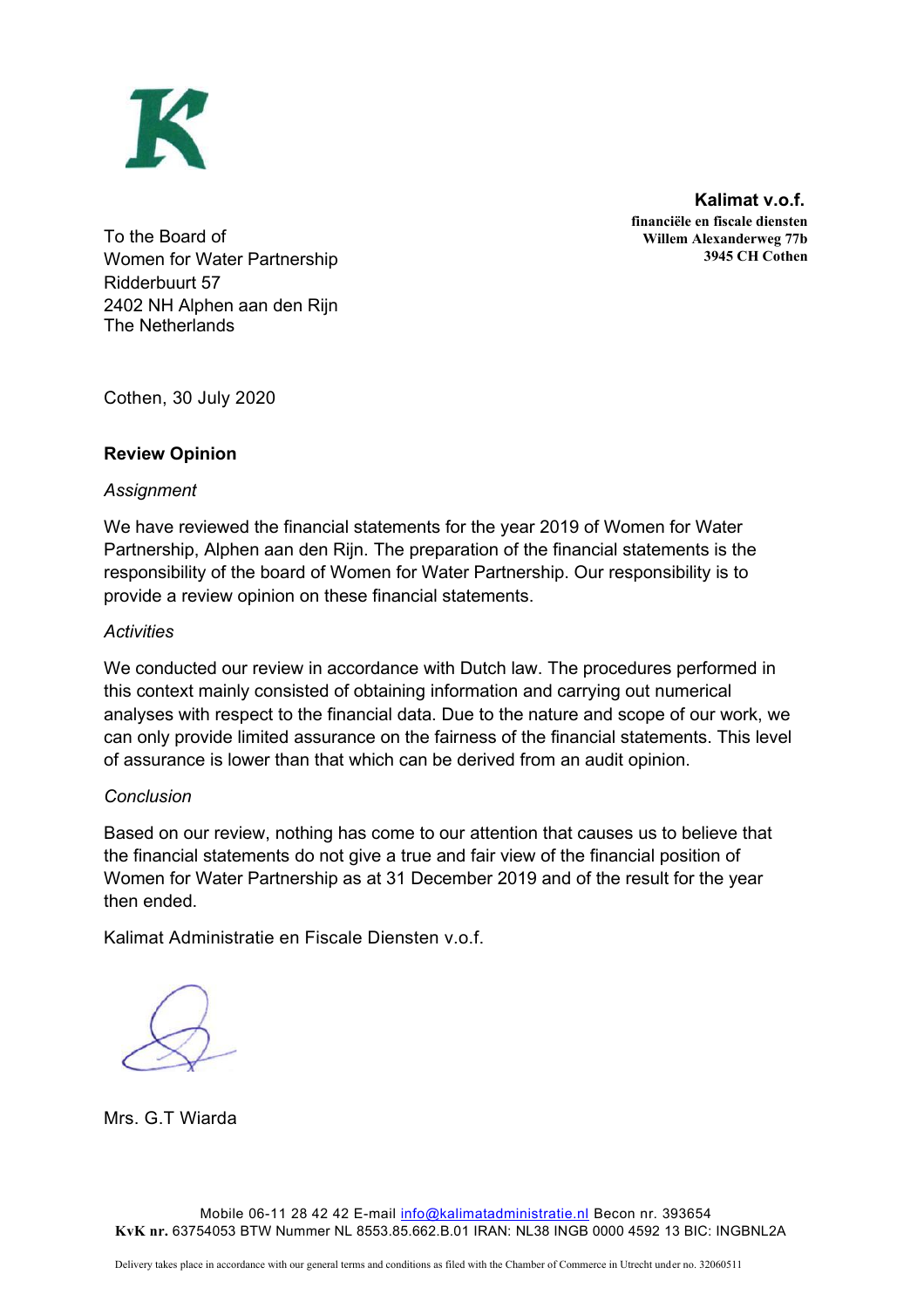**Kalimat v.o.f.**
**financiële en fiscale diensten**
**Willem Alexanderweg 77b**
**3945 CH Cothen**

To the Board of
Women for Water Partnership
Ridderbuurt 57
2402 NH Alphen aan den Rijn
The Netherlands

Cothen, 30 July 2020

**Review Opinion**

*Assignment*

We have reviewed the financial statements for the year 2019 of Women for Water Partnership, Alphen aan den Rijn. The preparation of the financial statements is the responsibility of the board of Women for Water Partnership. Our responsibility is to provide a review opinion on these financial statements.

*Activities*

We conducted our review in accordance with Dutch law. The procedures performed in this context mainly consisted of obtaining information and carrying out numerical analyses with respect to the financial data. Due to the nature and scope of our work, we can only provide limited assurance on the fairness of the financial statements. This level of assurance is lower than that which can be derived from an audit opinion.

*Conclusion*

Based on our review, nothing has come to our attention that causes us to believe that the financial statements do not give a true and fair view of the financial position of Women for Water Partnership as at 31 December 2019 and of the result for the year then ended.

Kalimat Administratie en Fiscale Diensten v.o.f.

Mrs. G.T Wiarda

Mobile 06-11 28 42 42 E-mail info@kalimatadministratie.nl Becon nr. 393654
**KvK nr.** 63754053 BTW Nummer NL 8553.85.662.B.01 IRAN: NL38 INGB 0000 4592 13 BIC: INGBNL2A

Delivery takes place in accordance with our general terms and conditions as filed with the Chamber of Commerce in Utrecht under no. 32060511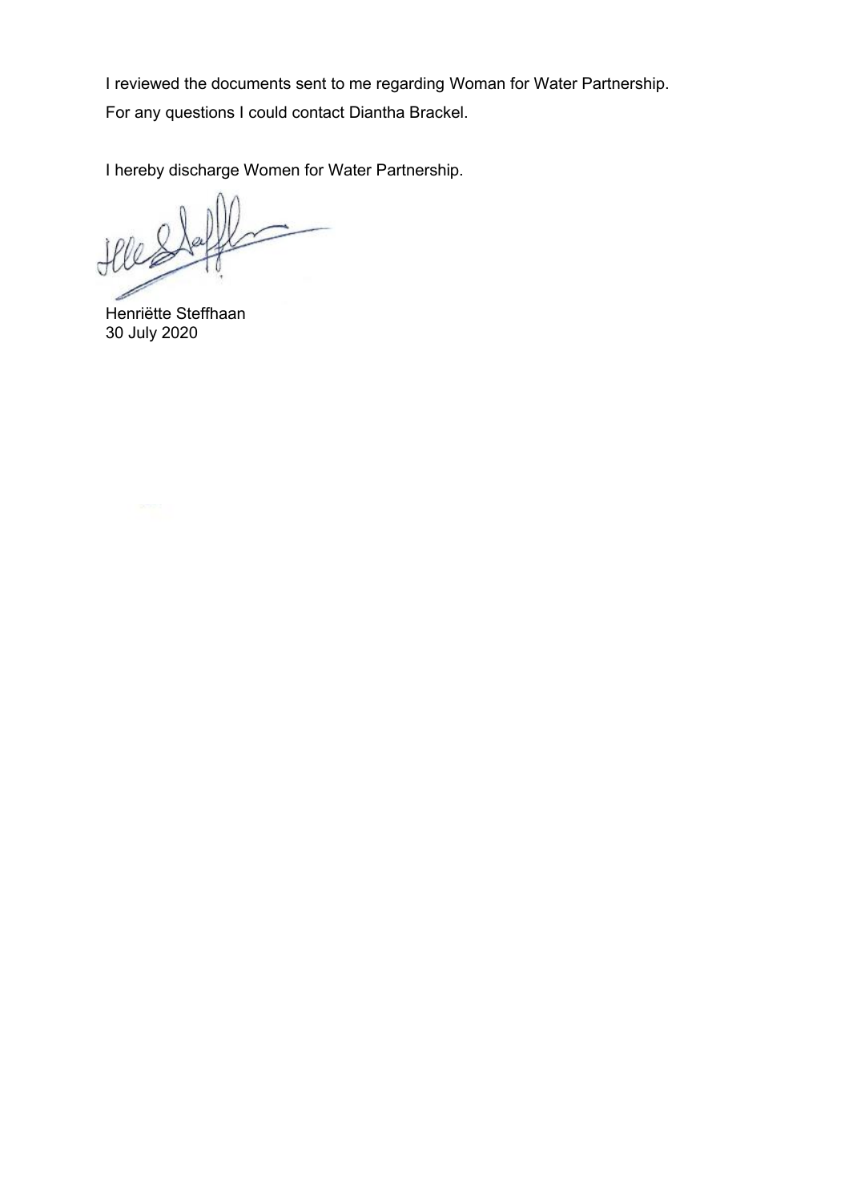I reviewed the documents sent to me regarding Woman for Water Partnership.

For any questions I could contact Diantha Brackel.

I hereby discharge Women for Water Partnership.

Henriëtte Steffhaan
30 July 2020